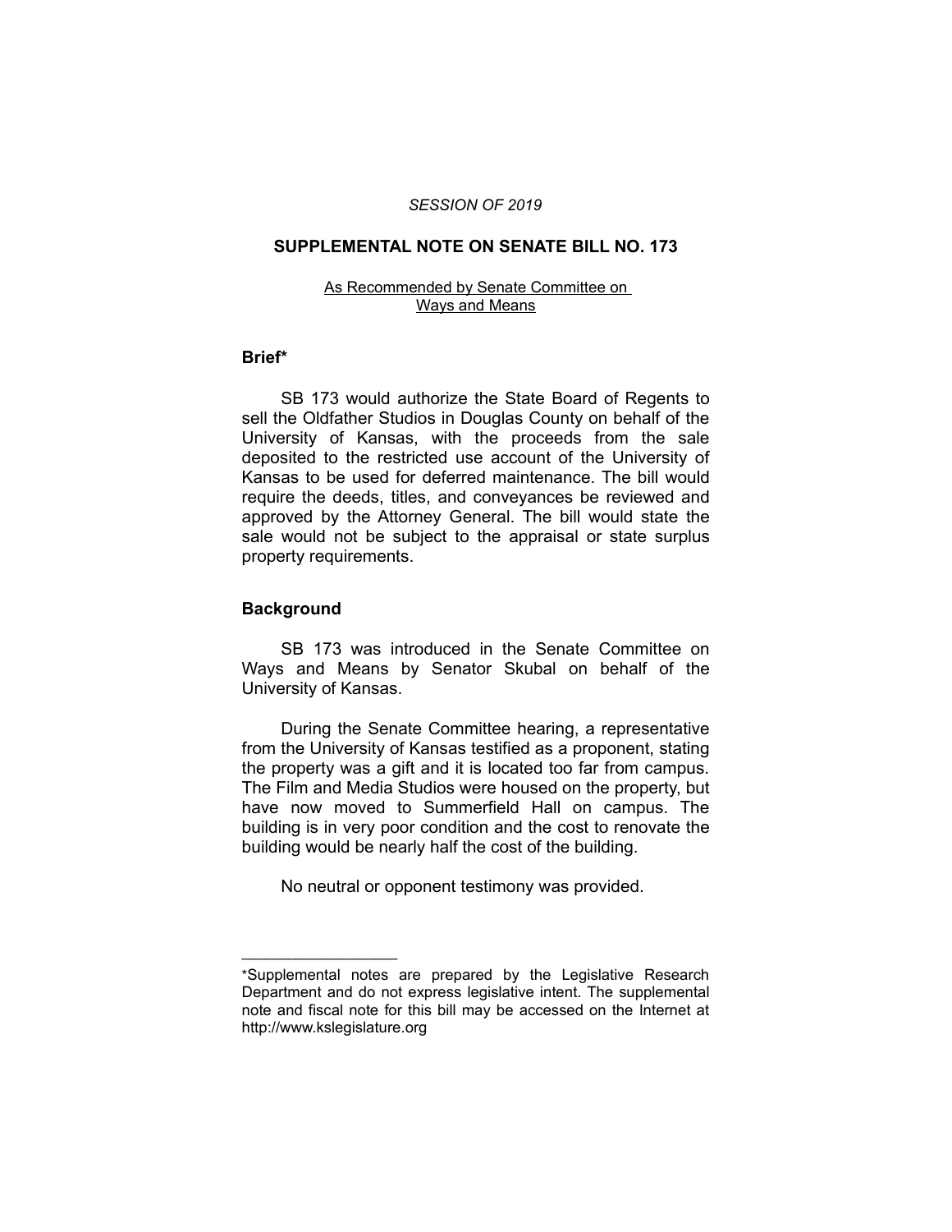*SESSION OF 2019*

# SUPPLEMENTAL NOTE ON SENATE BILL NO. 173

As Recommended by Senate Committee on Ways and Means

## Brief*

SB 173 would authorize the State Board of Regents to sell the Oldfather Studios in Douglas County on behalf of the University of Kansas, with the proceeds from the sale deposited to the restricted use account of the University of Kansas to be used for deferred maintenance. The bill would require the deeds, titles, and conveyances be reviewed and approved by the Attorney General. The bill would state the sale would not be subject to the appraisal or state surplus property requirements.

## Background

SB 173 was introduced in the Senate Committee on Ways and Means by Senator Skubal on behalf of the University of Kansas.

During the Senate Committee hearing, a representative from the University of Kansas testified as a proponent, stating the property was a gift and it is located too far from campus. The Film and Media Studios were housed on the property, but have now moved to Summerfield Hall on campus. The building is in very poor condition and the cost to renovate the building would be nearly half the cost of the building.

No neutral or opponent testimony was provided.

---

*Supplemental notes are prepared by the Legislative Research Department and do not express legislative intent. The supplemental note and fiscal note for this bill may be accessed on the Internet at http://www.kslegislature.org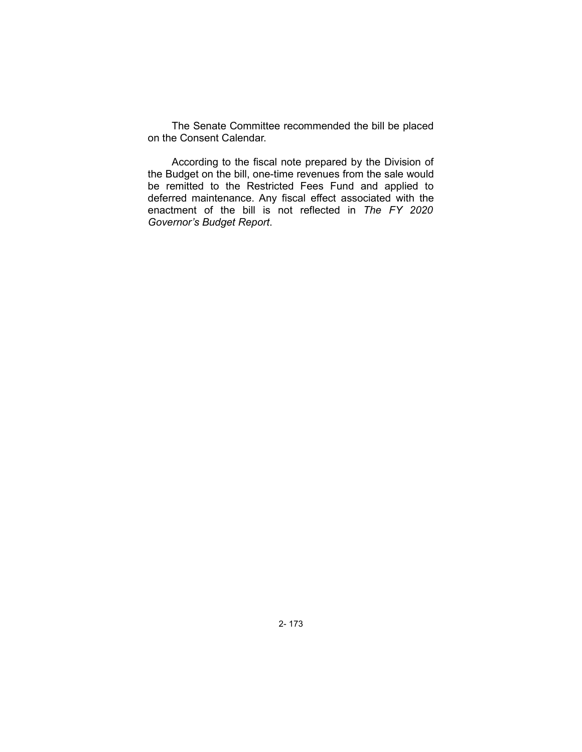The Senate Committee recommended the bill be placed on the Consent Calendar.

According to the fiscal note prepared by the Division of the Budget on the bill, one-time revenues from the sale would be remitted to the Restricted Fees Fund and applied to deferred maintenance. Any fiscal effect associated with the enactment of the bill is not reflected in *The FY 2020 Governor's Budget Report*.